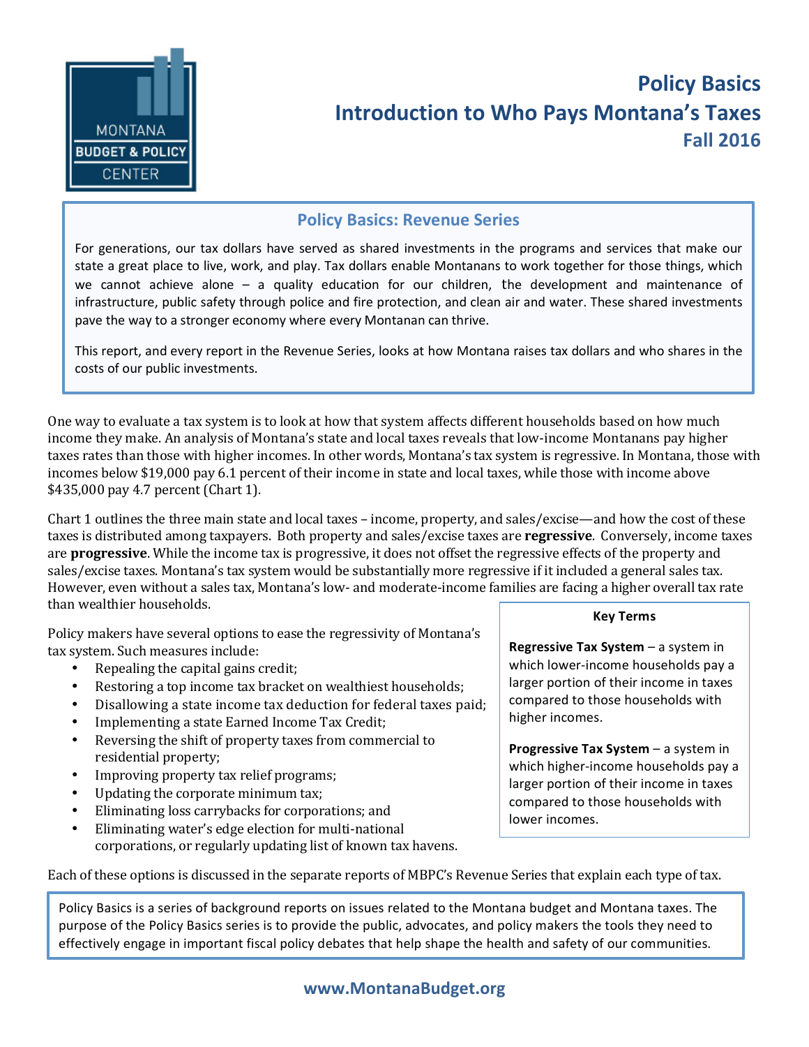# Policy Basics
## Introduction to Who Pays Montana's Taxes
### Fall 2016

### Policy Basics: Revenue Series

For generations, our tax dollars have served as shared investments in the programs and services that make our state a great place to live, work, and play. Tax dollars enable Montanans to work together for those things, which we cannot achieve alone – a quality education for our children, the development and maintenance of infrastructure, public safety through police and fire protection, and clean air and water. These shared investments pave the way to a stronger economy where every Montanan can thrive.

This report, and every report in the Revenue Series, looks at how Montana raises tax dollars and who shares in the costs of our public investments.

One way to evaluate a tax system is to look at how that system affects different households based on how much income they make. An analysis of Montana's state and local taxes reveals that low-income Montanans pay higher taxes rates than those with higher incomes. In other words, Montana's tax system is regressive. In Montana, those with incomes below $19,000 pay 6.1 percent of their income in state and local taxes, while those with income above $435,000 pay 4.7 percent (Chart 1).

Chart 1 outlines the three main state and local taxes – income, property, and sales/excise—and how the cost of these taxes is distributed among taxpayers. Both property and sales/excise taxes are **regressive**. Conversely, income taxes are **progressive**. While the income tax is progressive, it does not offset the regressive effects of the property and sales/excise taxes. Montana's tax system would be substantially more regressive if it included a general sales tax. However, even without a sales tax, Montana's low- and moderate-income families are facing a higher overall tax rate than wealthier households.

Policy makers have several options to ease the regressivity of Montana's tax system. Such measures include:

- Repealing the capital gains credit;
- Restoring a top income tax bracket on wealthiest households;
- Disallowing a state income tax deduction for federal taxes paid;
- Implementing a state Earned Income Tax Credit;
- Reversing the shift of property taxes from commercial to residential property;
- Improving property tax relief programs;
- Updating the corporate minimum tax;
- Eliminating loss carrybacks for corporations; and
- Eliminating water's edge election for multi-national corporations, or regularly updating list of known tax havens.

**Key Terms**

**Regressive Tax System** – a system in which lower-income households pay a larger portion of their income in taxes compared to those households with higher incomes.

**Progressive Tax System** – a system in which higher-income households pay a larger portion of their income in taxes compared to those households with lower incomes.

Each of these options is discussed in the separate reports of MBPC's Revenue Series that explain each type of tax.

Policy Basics is a series of background reports on issues related to the Montana budget and Montana taxes. The purpose of the Policy Basics series is to provide the public, advocates, and policy makers the tools they need to effectively engage in important fiscal policy debates that help shape the health and safety of our communities.

www.MontanaBudget.org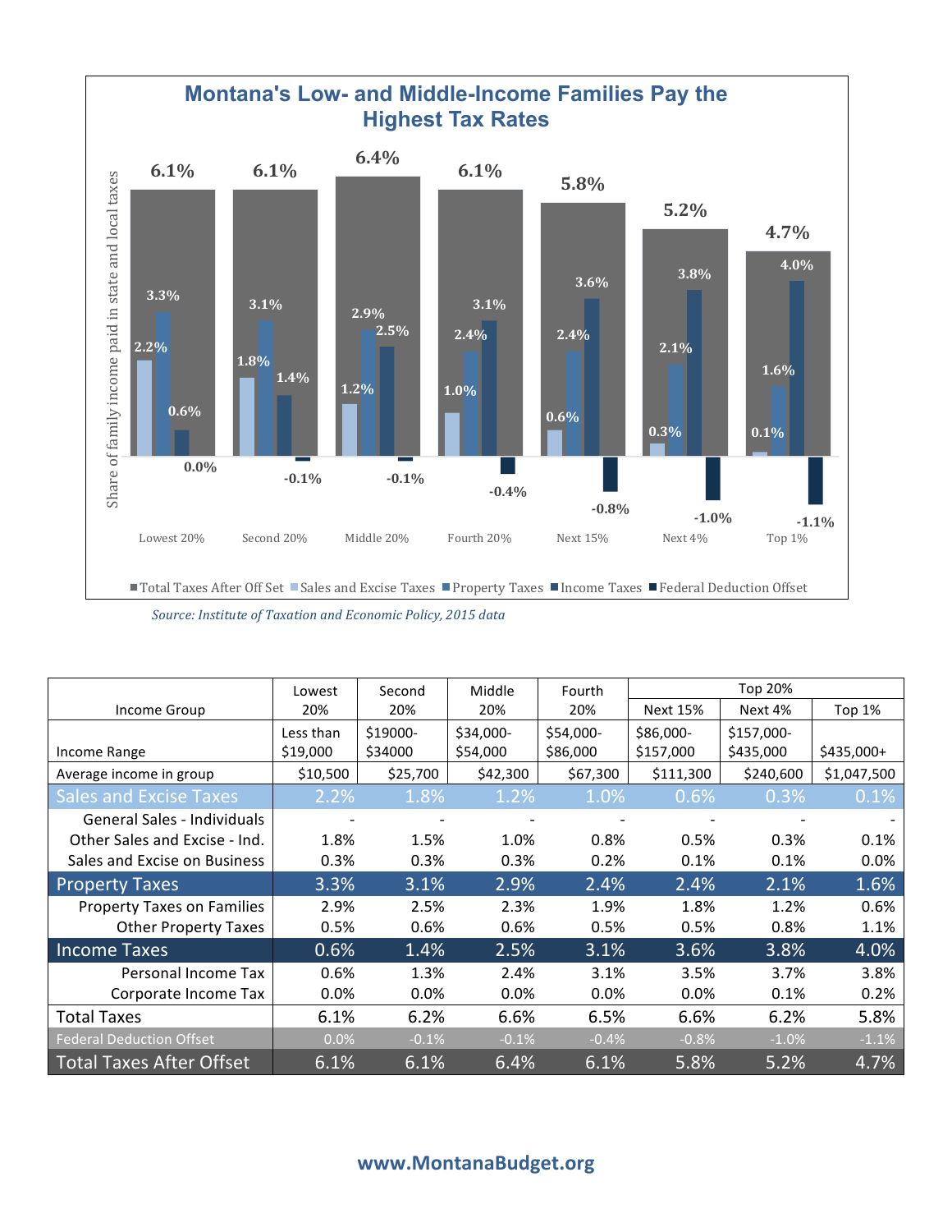## Montana's Low- and Middle-Income Families Pay the Highest Tax Rates

Share of family income paid in state and local taxes

Lowest 20%: 6.1%, 2.2%, 3.3%, 0.6%, 0.0%

Second 20%: 6.1%, 1.8%, 3.1%, 1.4%, -0.1%

Middle 20%: 6.4%, 1.2%, 2.9%, 2.5%, -0.1%

Fourth 20%: 6.1%, 1.0%, 2.4%, 3.1%, -0.4%

Next 15%: 5.8%, 0.6%, 2.4%, 3.6%, -0.8%

Next 4%: 5.2%, 0.3%, 2.1%, 3.8%, -1.0%

Top 1%: 4.7%, 0.1%, 1.6%, 4.0%, -1.1%

Total Taxes After Off Set | Sales and Excise Taxes | Property Taxes | Income Taxes | Federal Deduction Offset

*Source: Institute of Taxation and Economic Policy, 2015 data*

| Income Group | Lowest 20% | Second 20% | Middle 20% | Fourth 20% | Top 20% | | |
|---|---|---|---|---|---|---|---|
| | | | | | Next 15% | Next 4% | Top 1% |
| Income Range | Less than $19,000 | $19000-$34000 | $34,000-$54,000 | $54,000-$86,000 | $86,000-$157,000 | $157,000-$435,000 | $435,000+ |
| Average income in group | $10,500 | $25,700 | $42,300 | $67,300 | $111,300 | $240,600 | $1,047,500 |
| **Sales and Excise Taxes** | **2.2%** | **1.8%** | **1.2%** | **1.0%** | **0.6%** | **0.3%** | **0.1%** |
| General Sales - Individuals | - | - | - | - | - | - | - |
| Other Sales and Excise - Ind. | 1.8% | 1.5% | 1.0% | 0.8% | 0.5% | 0.3% | 0.1% |
| Sales and Excise on Business | 0.3% | 0.3% | 0.3% | 0.2% | 0.1% | 0.1% | 0.0% |
| **Property Taxes** | **3.3%** | **3.1%** | **2.9%** | **2.4%** | **2.4%** | **2.1%** | **1.6%** |
| Property Taxes on Families | 2.9% | 2.5% | 2.3% | 1.9% | 1.8% | 1.2% | 0.6% |
| Other Property Taxes | 0.5% | 0.6% | 0.6% | 0.5% | 0.5% | 0.8% | 1.1% |
| **Income Taxes** | **0.6%** | **1.4%** | **2.5%** | **3.1%** | **3.6%** | **3.8%** | **4.0%** |
| Personal Income Tax | 0.6% | 1.3% | 2.4% | 3.1% | 3.5% | 3.7% | 3.8% |
| Corporate Income Tax | 0.0% | 0.0% | 0.0% | 0.0% | 0.0% | 0.1% | 0.2% |
| Total Taxes | 6.1% | 6.2% | 6.6% | 6.5% | 6.6% | 6.2% | 5.8% |
| Federal Deduction Offset | 0.0% | -0.1% | -0.1% | -0.4% | -0.8% | -1.0% | -1.1% |
| **Total Taxes After Offset** | **6.1%** | **6.1%** | **6.4%** | **6.1%** | **5.8%** | **5.2%** | **4.7%** |

www.MontanaBudget.org